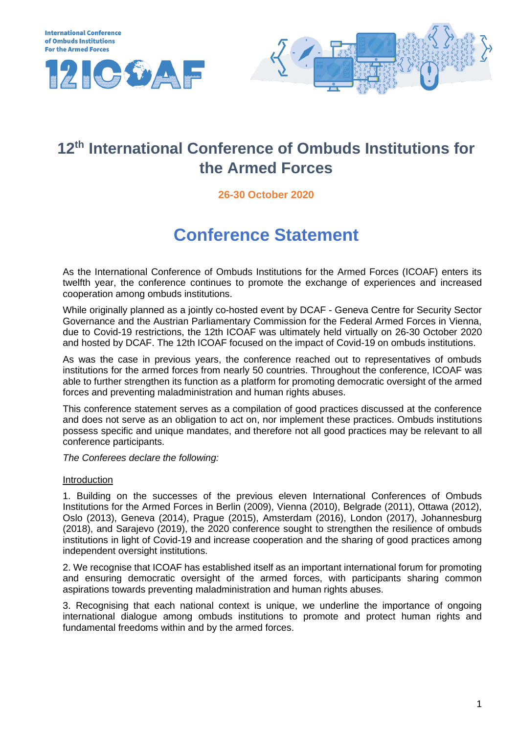International Conference of Ombuds Institutions For the Armed Forces

12ICOAF

# 12th International Conference of Ombuds Institutions for the Armed Forces

**26-30 October 2020**

# Conference Statement

As the International Conference of Ombuds Institutions for the Armed Forces (ICOAF) enters its twelfth year, the conference continues to promote the exchange of experiences and increased cooperation among ombuds institutions.

While originally planned as a jointly co-hosted event by DCAF - Geneva Centre for Security Sector Governance and the Austrian Parliamentary Commission for the Federal Armed Forces in Vienna, due to Covid-19 restrictions, the 12th ICOAF was ultimately held virtually on 26-30 October 2020 and hosted by DCAF. The 12th ICOAF focused on the impact of Covid-19 on ombuds institutions.

As was the case in previous years, the conference reached out to representatives of ombuds institutions for the armed forces from nearly 50 countries. Throughout the conference, ICOAF was able to further strengthen its function as a platform for promoting democratic oversight of the armed forces and preventing maladministration and human rights abuses.

This conference statement serves as a compilation of good practices discussed at the conference and does not serve as an obligation to act on, nor implement these practices. Ombuds institutions possess specific and unique mandates, and therefore not all good practices may be relevant to all conference participants.

*The Conferees declare the following:*

<u>Introduction</u>

1. Building on the successes of the previous eleven International Conferences of Ombuds Institutions for the Armed Forces in Berlin (2009), Vienna (2010), Belgrade (2011), Ottawa (2012), Oslo (2013), Geneva (2014), Prague (2015), Amsterdam (2016), London (2017), Johannesburg (2018), and Sarajevo (2019), the 2020 conference sought to strengthen the resilience of ombuds institutions in light of Covid-19 and increase cooperation and the sharing of good practices among independent oversight institutions.

2. We recognise that ICOAF has established itself as an important international forum for promoting and ensuring democratic oversight of the armed forces, with participants sharing common aspirations towards preventing maladministration and human rights abuses.

3. Recognising that each national context is unique, we underline the importance of ongoing international dialogue among ombuds institutions to promote and protect human rights and fundamental freedoms within and by the armed forces.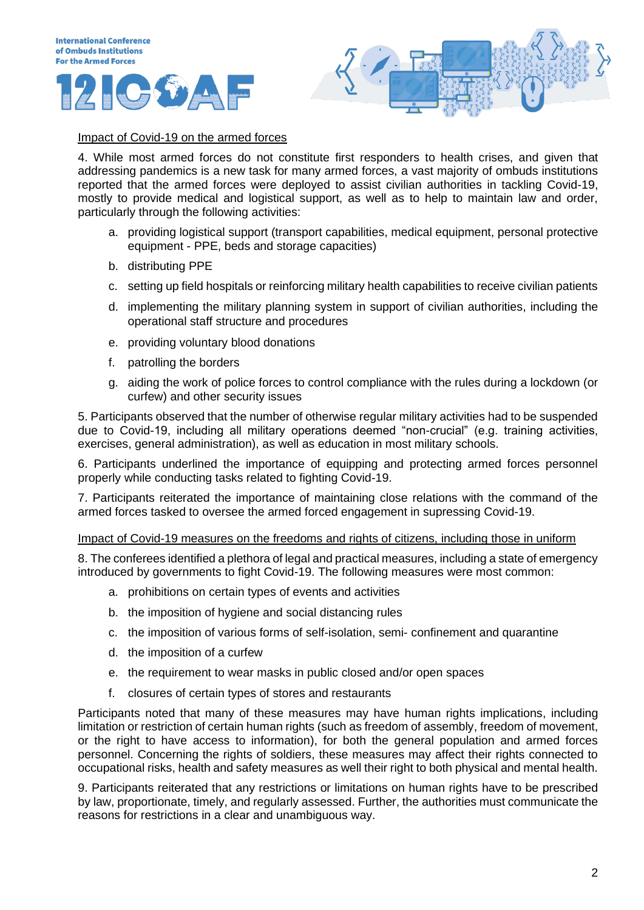Impact of Covid-19 on the armed forces

4. While most armed forces do not constitute first responders to health crises, and given that addressing pandemics is a new task for many armed forces, a vast majority of ombuds institutions reported that the armed forces were deployed to assist civilian authorities in tackling Covid-19, mostly to provide medical and logistical support, as well as to help to maintain law and order, particularly through the following activities:

a. providing logistical support (transport capabilities, medical equipment, personal protective equipment - PPE, beds and storage capacities)

b. distributing PPE

c. setting up field hospitals or reinforcing military health capabilities to receive civilian patients

d. implementing the military planning system in support of civilian authorities, including the operational staff structure and procedures

e. providing voluntary blood donations

f. patrolling the borders

g. aiding the work of police forces to control compliance with the rules during a lockdown (or curfew) and other security issues

5. Participants observed that the number of otherwise regular military activities had to be suspended due to Covid-19, including all military operations deemed "non-crucial" (e.g. training activities, exercises, general administration), as well as education in most military schools.

6. Participants underlined the importance of equipping and protecting armed forces personnel properly while conducting tasks related to fighting Covid-19.

7. Participants reiterated the importance of maintaining close relations with the command of the armed forces tasked to oversee the armed forced engagement in supressing Covid-19.

Impact of Covid-19 measures on the freedoms and rights of citizens, including those in uniform

8. The conferees identified a plethora of legal and practical measures, including a state of emergency introduced by governments to fight Covid-19. The following measures were most common:

a. prohibitions on certain types of events and activities

b. the imposition of hygiene and social distancing rules

c. the imposition of various forms of self-isolation, semi- confinement and quarantine

d. the imposition of a curfew

e. the requirement to wear masks in public closed and/or open spaces

f. closures of certain types of stores and restaurants

Participants noted that many of these measures may have human rights implications, including limitation or restriction of certain human rights (such as freedom of assembly, freedom of movement, or the right to have access to information), for both the general population and armed forces personnel. Concerning the rights of soldiers, these measures may affect their rights connected to occupational risks, health and safety measures as well their right to both physical and mental health.

9. Participants reiterated that any restrictions or limitations on human rights have to be prescribed by law, proportionate, timely, and regularly assessed. Further, the authorities must communicate the reasons for restrictions in a clear and unambiguous way.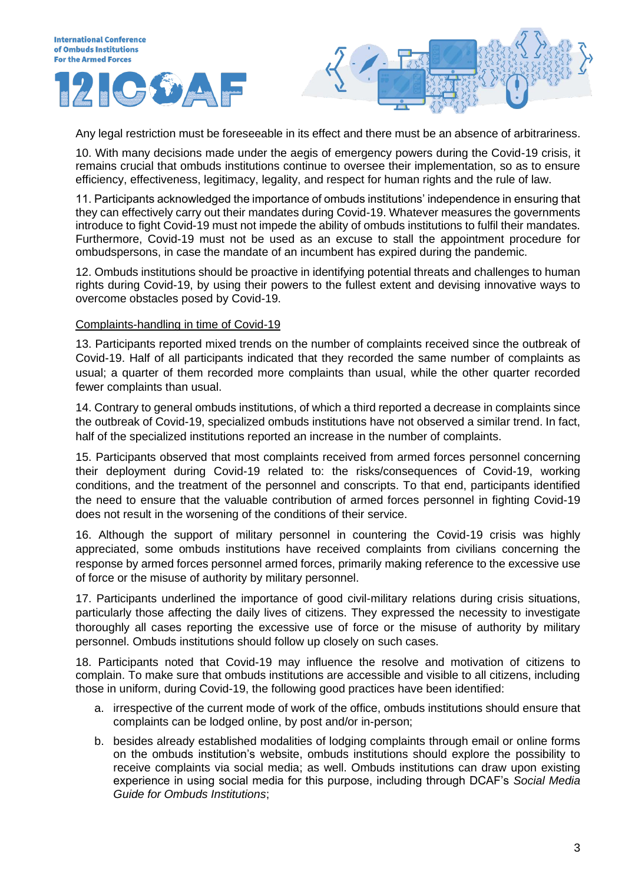Any legal restriction must be foreseeable in its effect and there must be an absence of arbitrariness.

10. With many decisions made under the aegis of emergency powers during the Covid-19 crisis, it remains crucial that ombuds institutions continue to oversee their implementation, so as to ensure efficiency, effectiveness, legitimacy, legality, and respect for human rights and the rule of law.

11. Participants acknowledged the importance of ombuds institutions' independence in ensuring that they can effectively carry out their mandates during Covid-19. Whatever measures the governments introduce to fight Covid-19 must not impede the ability of ombuds institutions to fulfil their mandates. Furthermore, Covid-19 must not be used as an excuse to stall the appointment procedure for ombudspersons, in case the mandate of an incumbent has expired during the pandemic.

12. Ombuds institutions should be proactive in identifying potential threats and challenges to human rights during Covid-19, by using their powers to the fullest extent and devising innovative ways to overcome obstacles posed by Covid-19.

<u>Complaints-handling in time of Covid-19</u>

13. Participants reported mixed trends on the number of complaints received since the outbreak of Covid-19. Half of all participants indicated that they recorded the same number of complaints as usual; a quarter of them recorded more complaints than usual, while the other quarter recorded fewer complaints than usual.

14. Contrary to general ombuds institutions, of which a third reported a decrease in complaints since the outbreak of Covid-19, specialized ombuds institutions have not observed a similar trend. In fact, half of the specialized institutions reported an increase in the number of complaints.

15. Participants observed that most complaints received from armed forces personnel concerning their deployment during Covid-19 related to: the risks/consequences of Covid-19, working conditions, and the treatment of the personnel and conscripts. To that end, participants identified the need to ensure that the valuable contribution of armed forces personnel in fighting Covid-19 does not result in the worsening of the conditions of their service.

16. Although the support of military personnel in countering the Covid-19 crisis was highly appreciated, some ombuds institutions have received complaints from civilians concerning the response by armed forces personnel armed forces, primarily making reference to the excessive use of force or the misuse of authority by military personnel.

17. Participants underlined the importance of good civil-military relations during crisis situations, particularly those affecting the daily lives of citizens. They expressed the necessity to investigate thoroughly all cases reporting the excessive use of force or the misuse of authority by military personnel. Ombuds institutions should follow up closely on such cases.

18. Participants noted that Covid-19 may influence the resolve and motivation of citizens to complain. To make sure that ombuds institutions are accessible and visible to all citizens, including those in uniform, during Covid-19, the following good practices have been identified:

a. irrespective of the current mode of work of the office, ombuds institutions should ensure that complaints can be lodged online, by post and/or in-person;

b. besides already established modalities of lodging complaints through email or online forms on the ombuds institution's website, ombuds institutions should explore the possibility to receive complaints via social media; as well. Ombuds institutions can draw upon existing experience in using social media for this purpose, including through DCAF's *Social Media Guide for Ombuds Institutions*;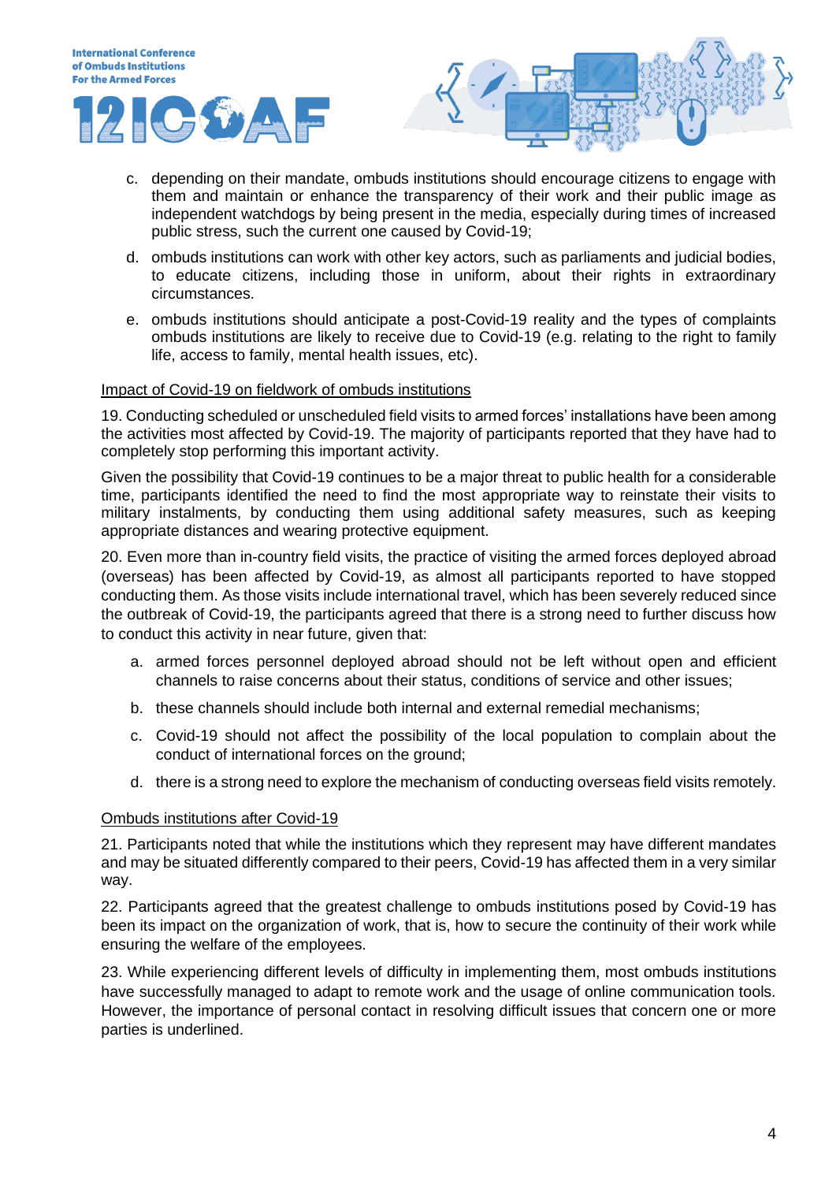c. depending on their mandate, ombuds institutions should encourage citizens to engage with them and maintain or enhance the transparency of their work and their public image as independent watchdogs by being present in the media, especially during times of increased public stress, such the current one caused by Covid-19;

d. ombuds institutions can work with other key actors, such as parliaments and judicial bodies, to educate citizens, including those in uniform, about their rights in extraordinary circumstances.

e. ombuds institutions should anticipate a post-Covid-19 reality and the types of complaints ombuds institutions are likely to receive due to Covid-19 (e.g. relating to the right to family life, access to family, mental health issues, etc).

<u>Impact of Covid-19 on fieldwork of ombuds institutions</u>

19. Conducting scheduled or unscheduled field visits to armed forces' installations have been among the activities most affected by Covid-19. The majority of participants reported that they have had to completely stop performing this important activity.

Given the possibility that Covid-19 continues to be a major threat to public health for a considerable time, participants identified the need to find the most appropriate way to reinstate their visits to military instalments, by conducting them using additional safety measures, such as keeping appropriate distances and wearing protective equipment.

20. Even more than in-country field visits, the practice of visiting the armed forces deployed abroad (overseas) has been affected by Covid-19, as almost all participants reported to have stopped conducting them. As those visits include international travel, which has been severely reduced since the outbreak of Covid-19, the participants agreed that there is a strong need to further discuss how to conduct this activity in near future, given that:

a. armed forces personnel deployed abroad should not be left without open and efficient channels to raise concerns about their status, conditions of service and other issues;

b. these channels should include both internal and external remedial mechanisms;

c. Covid-19 should not affect the possibility of the local population to complain about the conduct of international forces on the ground;

d. there is a strong need to explore the mechanism of conducting overseas field visits remotely.

<u>Ombuds institutions after Covid-19</u>

21. Participants noted that while the institutions which they represent may have different mandates and may be situated differently compared to their peers, Covid-19 has affected them in a very similar way.

22. Participants agreed that the greatest challenge to ombuds institutions posed by Covid-19 has been its impact on the organization of work, that is, how to secure the continuity of their work while ensuring the welfare of the employees.

23. While experiencing different levels of difficulty in implementing them, most ombuds institutions have successfully managed to adapt to remote work and the usage of online communication tools. However, the importance of personal contact in resolving difficult issues that concern one or more parties is underlined.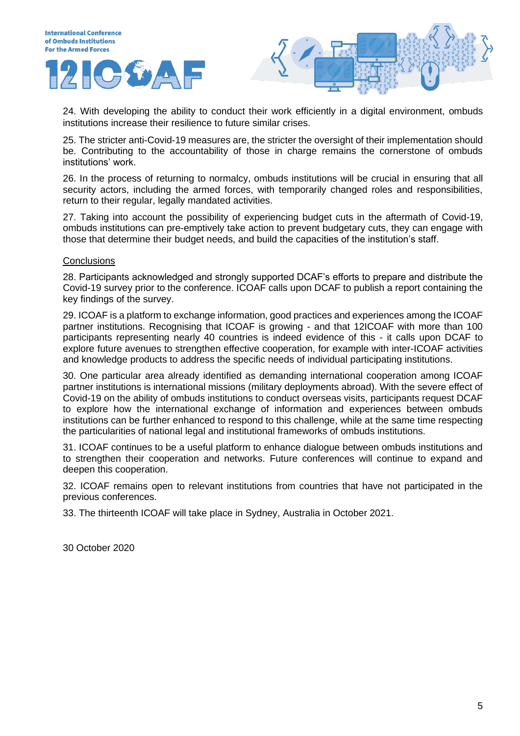24. With developing the ability to conduct their work efficiently in a digital environment, ombuds institutions increase their resilience to future similar crises.

25. The stricter anti-Covid-19 measures are, the stricter the oversight of their implementation should be. Contributing to the accountability of those in charge remains the cornerstone of ombuds institutions' work.

26. In the process of returning to normalcy, ombuds institutions will be crucial in ensuring that all security actors, including the armed forces, with temporarily changed roles and responsibilities, return to their regular, legally mandated activities.

27. Taking into account the possibility of experiencing budget cuts in the aftermath of Covid-19, ombuds institutions can pre-emptively take action to prevent budgetary cuts, they can engage with those that determine their budget needs, and build the capacities of the institution's staff.

Conclusions

28. Participants acknowledged and strongly supported DCAF's efforts to prepare and distribute the Covid-19 survey prior to the conference. ICOAF calls upon DCAF to publish a report containing the key findings of the survey.

29. ICOAF is a platform to exchange information, good practices and experiences among the ICOAF partner institutions. Recognising that ICOAF is growing - and that 12ICOAF with more than 100 participants representing nearly 40 countries is indeed evidence of this - it calls upon DCAF to explore future avenues to strengthen effective cooperation, for example with inter-ICOAF activities and knowledge products to address the specific needs of individual participating institutions.

30. One particular area already identified as demanding international cooperation among ICOAF partner institutions is international missions (military deployments abroad). With the severe effect of Covid-19 on the ability of ombuds institutions to conduct overseas visits, participants request DCAF to explore how the international exchange of information and experiences between ombuds institutions can be further enhanced to respond to this challenge, while at the same time respecting the particularities of national legal and institutional frameworks of ombuds institutions.

31. ICOAF continues to be a useful platform to enhance dialogue between ombuds institutions and to strengthen their cooperation and networks. Future conferences will continue to expand and deepen this cooperation.

32. ICOAF remains open to relevant institutions from countries that have not participated in the previous conferences.

33. The thirteenth ICOAF will take place in Sydney, Australia in October 2021.

30 October 2020